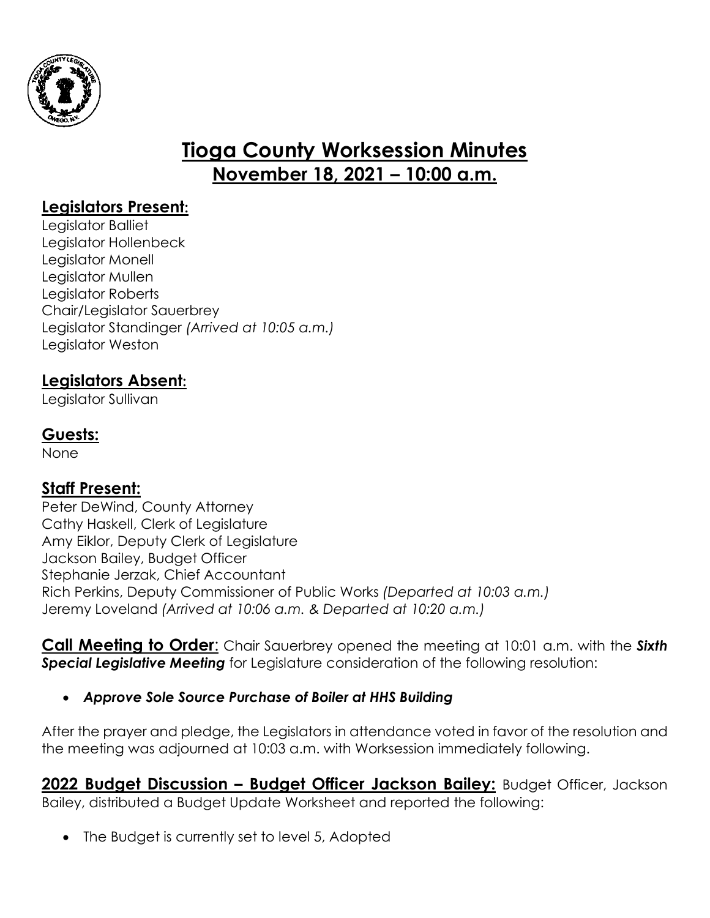# Tioga County Worksession Minutes
## November 18, 2021 – 10:00 a.m.

### Legislators Present:

Legislator Balliet
Legislator Hollenbeck
Legislator Monell
Legislator Mullen
Legislator Roberts
Chair/Legislator Sauerbrey
Legislator Standinger *(Arrived at 10:05 a.m.)*
Legislator Weston

### Legislators Absent:

Legislator Sullivan

### Guests:

None

### Staff Present:

Peter DeWind, County Attorney
Cathy Haskell, Clerk of Legislature
Amy Eiklor, Deputy Clerk of Legislature
Jackson Bailey, Budget Officer
Stephanie Jerzak, Chief Accountant
Rich Perkins, Deputy Commissioner of Public Works *(Departed at 10:03 a.m.)*
Jeremy Loveland *(Arrived at 10:06 a.m. & Departed at 10:20 a.m.)*

**Call Meeting to Order**: Chair Sauerbrey opened the meeting at 10:01 a.m. with the ***Sixth Special Legislative Meeting*** for Legislature consideration of the following resolution:

- ***Approve Sole Source Purchase of Boiler at HHS Building***

After the prayer and pledge, the Legislators in attendance voted in favor of the resolution and the meeting was adjourned at 10:03 a.m. with Worksession immediately following.

**2022 Budget Discussion – Budget Officer Jackson Bailey:** Budget Officer, Jackson Bailey, distributed a Budget Update Worksheet and reported the following:

- The Budget is currently set to level 5, Adopted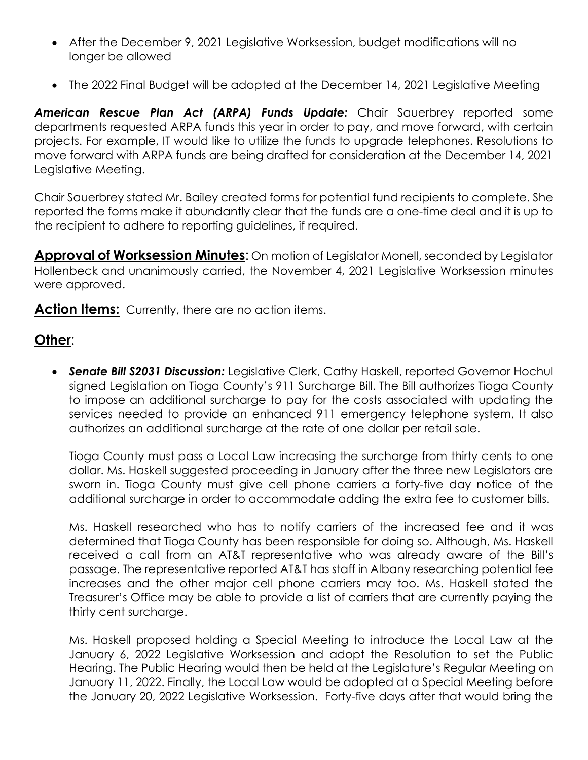- After the December 9, 2021 Legislative Worksession, budget modifications will no longer be allowed

- The 2022 Final Budget will be adopted at the December 14, 2021 Legislative Meeting

***American Rescue Plan Act (ARPA) Funds Update:*** Chair Sauerbrey reported some departments requested ARPA funds this year in order to pay, and move forward, with certain projects. For example, IT would like to utilize the funds to upgrade telephones. Resolutions to move forward with ARPA funds are being drafted for consideration at the December 14, 2021 Legislative Meeting.

Chair Sauerbrey stated Mr. Bailey created forms for potential fund recipients to complete. She reported the forms make it abundantly clear that the funds are a one-time deal and it is up to the recipient to adhere to reporting guidelines, if required.

**Approval of Worksession Minutes**: On motion of Legislator Monell, seconded by Legislator Hollenbeck and unanimously carried, the November 4, 2021 Legislative Worksession minutes were approved.

**Action Items:** Currently, there are no action items.

## Other:

- ***Senate Bill S2031 Discussion:*** Legislative Clerk, Cathy Haskell, reported Governor Hochul signed Legislation on Tioga County's 911 Surcharge Bill. The Bill authorizes Tioga County to impose an additional surcharge to pay for the costs associated with updating the services needed to provide an enhanced 911 emergency telephone system. It also authorizes an additional surcharge at the rate of one dollar per retail sale.

  Tioga County must pass a Local Law increasing the surcharge from thirty cents to one dollar. Ms. Haskell suggested proceeding in January after the three new Legislators are sworn in. Tioga County must give cell phone carriers a forty-five day notice of the additional surcharge in order to accommodate adding the extra fee to customer bills.

  Ms. Haskell researched who has to notify carriers of the increased fee and it was determined that Tioga County has been responsible for doing so. Although, Ms. Haskell received a call from an AT&T representative who was already aware of the Bill's passage. The representative reported AT&T has staff in Albany researching potential fee increases and the other major cell phone carriers may too. Ms. Haskell stated the Treasurer's Office may be able to provide a list of carriers that are currently paying the thirty cent surcharge.

  Ms. Haskell proposed holding a Special Meeting to introduce the Local Law at the January 6, 2022 Legislative Worksession and adopt the Resolution to set the Public Hearing. The Public Hearing would then be held at the Legislature's Regular Meeting on January 11, 2022. Finally, the Local Law would be adopted at a Special Meeting before the January 20, 2022 Legislative Worksession. Forty-five days after that would bring the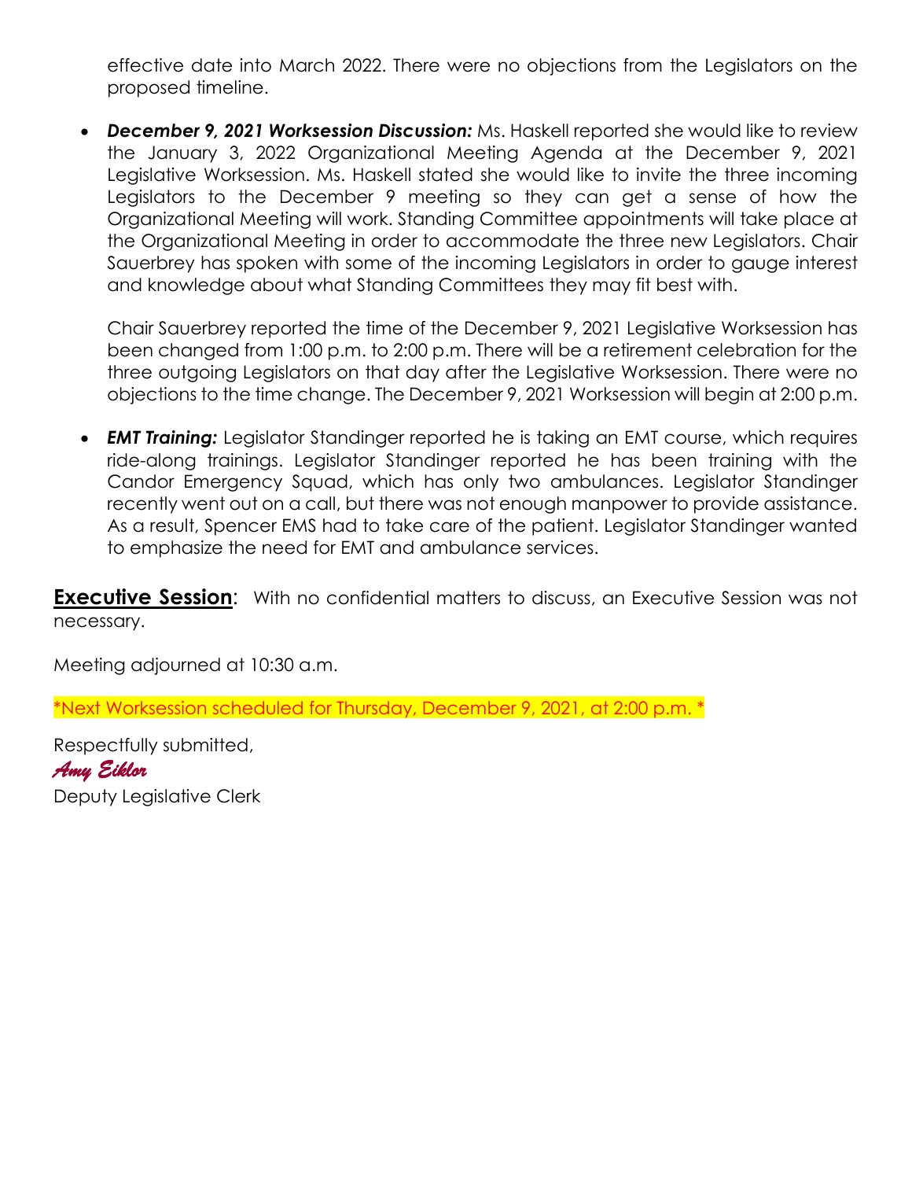effective date into March 2022. There were no objections from the Legislators on the proposed timeline.

- ***December 9, 2021 Worksession Discussion:*** Ms. Haskell reported she would like to review the January 3, 2022 Organizational Meeting Agenda at the December 9, 2021 Legislative Worksession. Ms. Haskell stated she would like to invite the three incoming Legislators to the December 9 meeting so they can get a sense of how the Organizational Meeting will work. Standing Committee appointments will take place at the Organizational Meeting in order to accommodate the three new Legislators. Chair Sauerbrey has spoken with some of the incoming Legislators in order to gauge interest and knowledge about what Standing Committees they may fit best with.

  Chair Sauerbrey reported the time of the December 9, 2021 Legislative Worksession has been changed from 1:00 p.m. to 2:00 p.m. There will be a retirement celebration for the three outgoing Legislators on that day after the Legislative Worksession. There were no objections to the time change. The December 9, 2021 Worksession will begin at 2:00 p.m.

- ***EMT Training:*** Legislator Standinger reported he is taking an EMT course, which requires ride-along trainings. Legislator Standinger reported he has been training with the Candor Emergency Squad, which has only two ambulances. Legislator Standinger recently went out on a call, but there was not enough manpower to provide assistance. As a result, Spencer EMS had to take care of the patient. Legislator Standinger wanted to emphasize the need for EMT and ambulance services.

**Executive Session**: With no confidential matters to discuss, an Executive Session was not necessary.

Meeting adjourned at 10:30 a.m.

*Next Worksession scheduled for Thursday, December 9, 2021, at 2:00 p.m. *

Respectfully submitted,

*Amy Eiklor*

Deputy Legislative Clerk